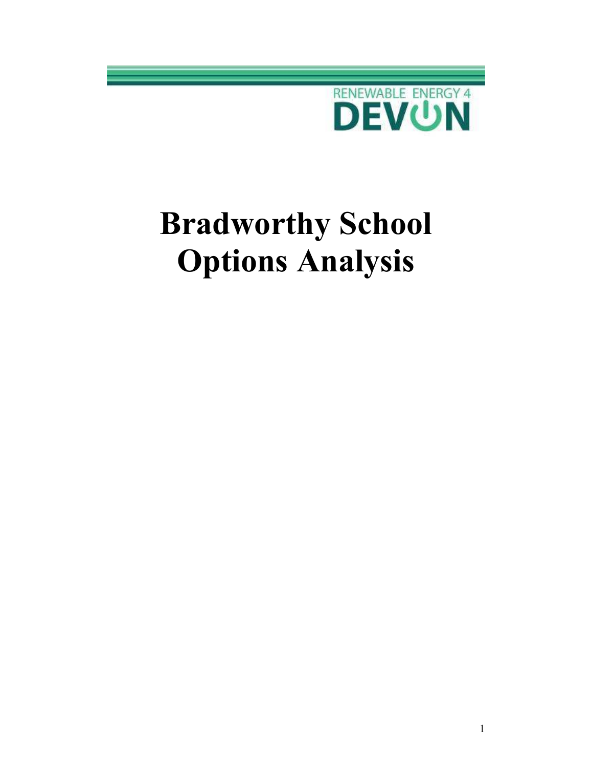RENEWABLE ENERGY 4 DEVON

# Bradworthy School Options Analysis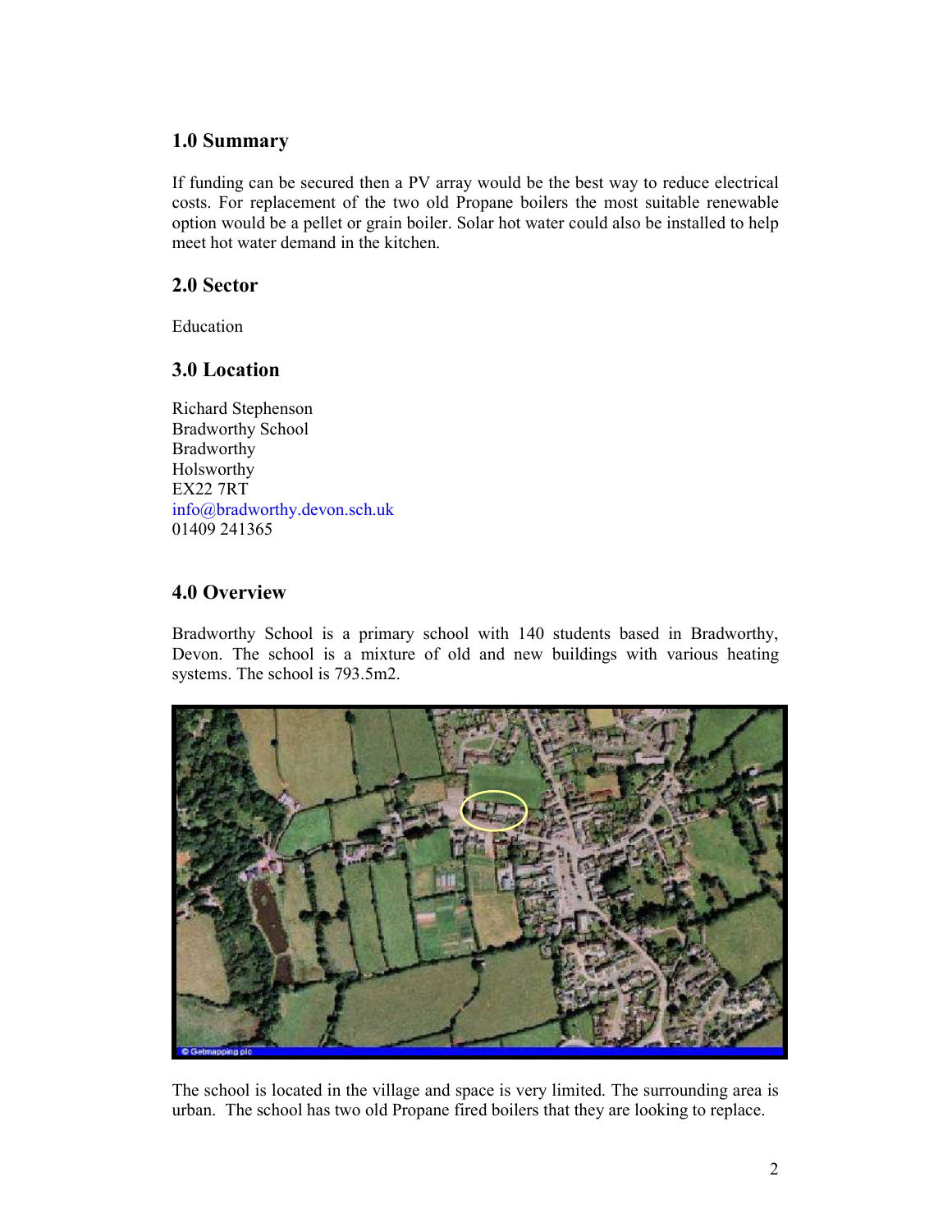## 1.0 Summary

If funding can be secured then a PV array would be the best way to reduce electrical costs. For replacement of the two old Propane boilers the most suitable renewable option would be a pellet or grain boiler. Solar hot water could also be installed to help meet hot water demand in the kitchen.

## 2.0 Sector

Education

## 3.0 Location

Richard Stephenson
Bradworthy School
Bradworthy
Holsworthy
EX22 7RT
info@bradworthy.devon.sch.uk
01409 241365

## 4.0 Overview

Bradworthy School is a primary school with 140 students based in Bradworthy, Devon. The school is a mixture of old and new buildings with various heating systems. The school is 793.5m2.

The school is located in the village and space is very limited. The surrounding area is urban. The school has two old Propane fired boilers that they are looking to replace.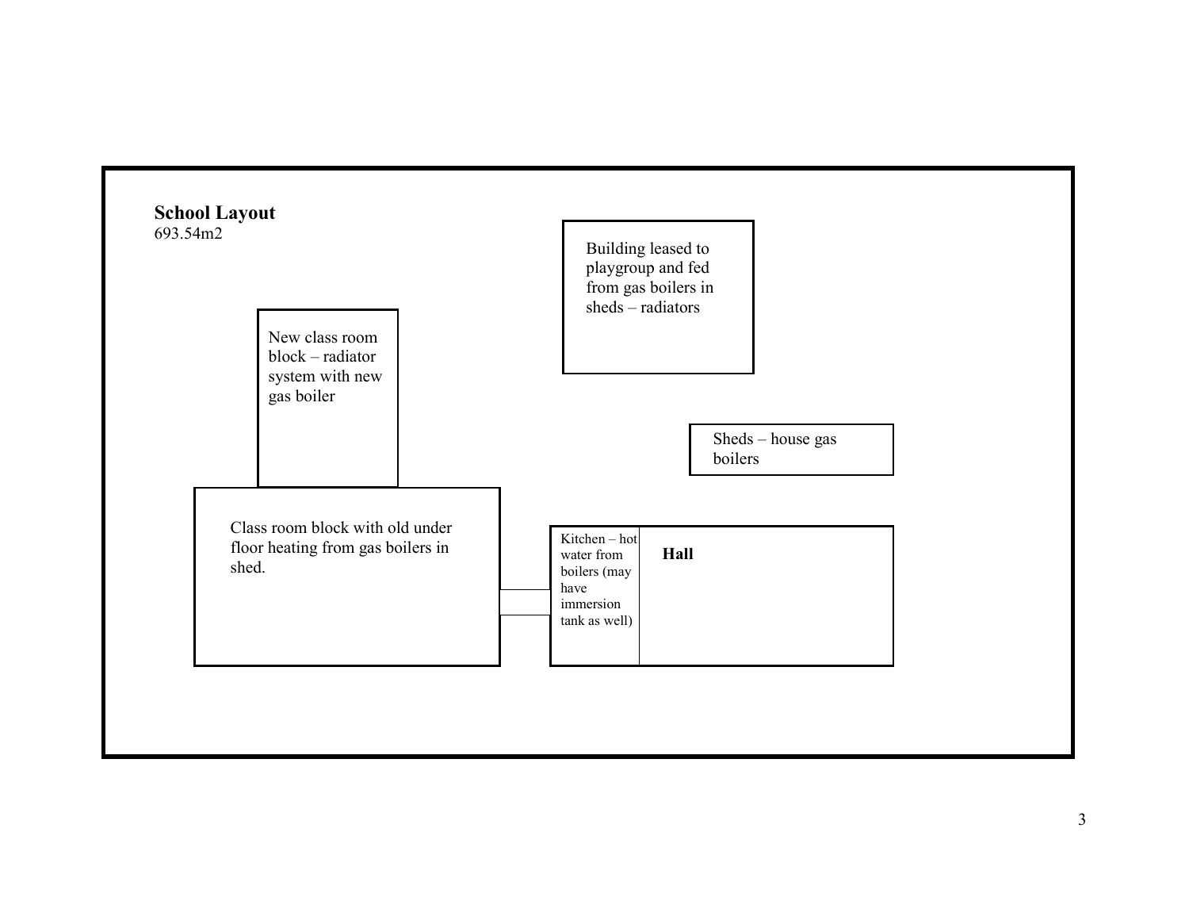**School Layout**

693.54m2

Building leased to playgroup and fed from gas boilers in sheds – radiators

New class room block – radiator system with new gas boiler

Sheds – house gas boilers

Class room block with old under floor heating from gas boilers in shed.

Kitchen – hot water from boilers (may have immersion tank as well)

**Hall**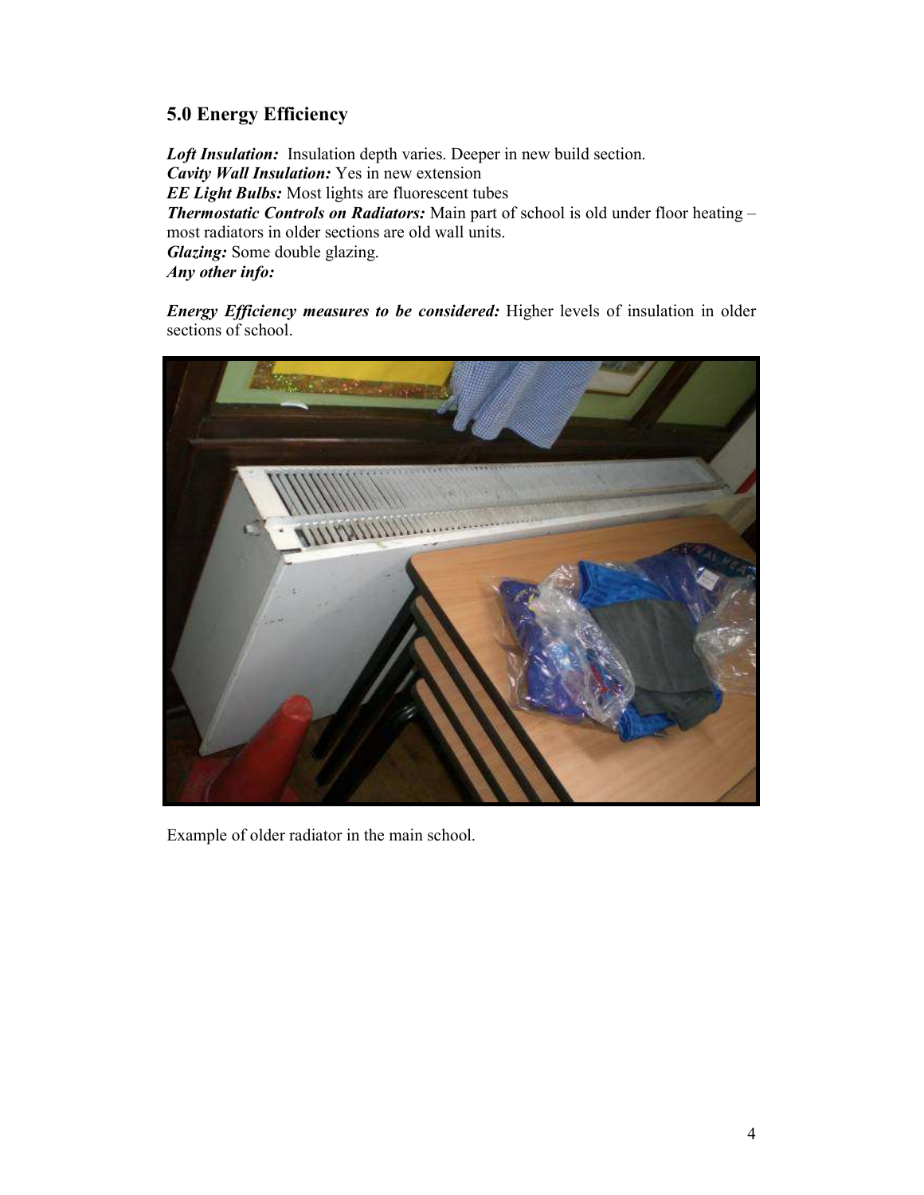## 5.0 Energy Efficiency

***Loft Insulation:*** Insulation depth varies. Deeper in new build section.
***Cavity Wall Insulation:*** Yes in new extension
***EE Light Bulbs:*** Most lights are fluorescent tubes
***Thermostatic Controls on Radiators:*** Main part of school is old under floor heating – most radiators in older sections are old wall units.
***Glazing:*** Some double glazing.
***Any other info:***

***Energy Efficiency measures to be considered:*** Higher levels of insulation in older sections of school.

Example of older radiator in the main school.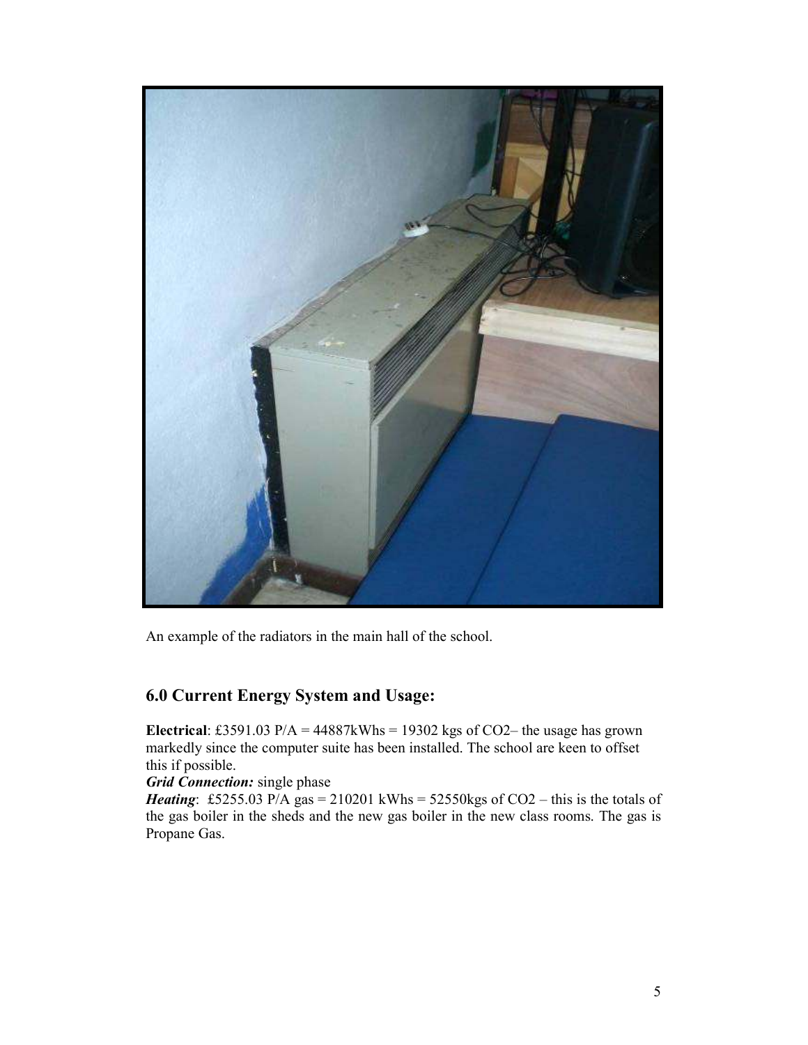An example of the radiators in the main hall of the school.

## 6.0 Current Energy System and Usage:

**Electrical**: £3591.03 P/A = 44887kWhs = 19302 kgs of $CO_2$– the usage has grown markedly since the computer suite has been installed. The school are keen to offset this if possible.

***Grid Connection:*** single phase

***Heating***: £5255.03 P/A gas = 210201 kWhs = 52550kgs of $CO_2$ – this is the totals of the gas boiler in the sheds and the new gas boiler in the new class rooms. The gas is Propane Gas.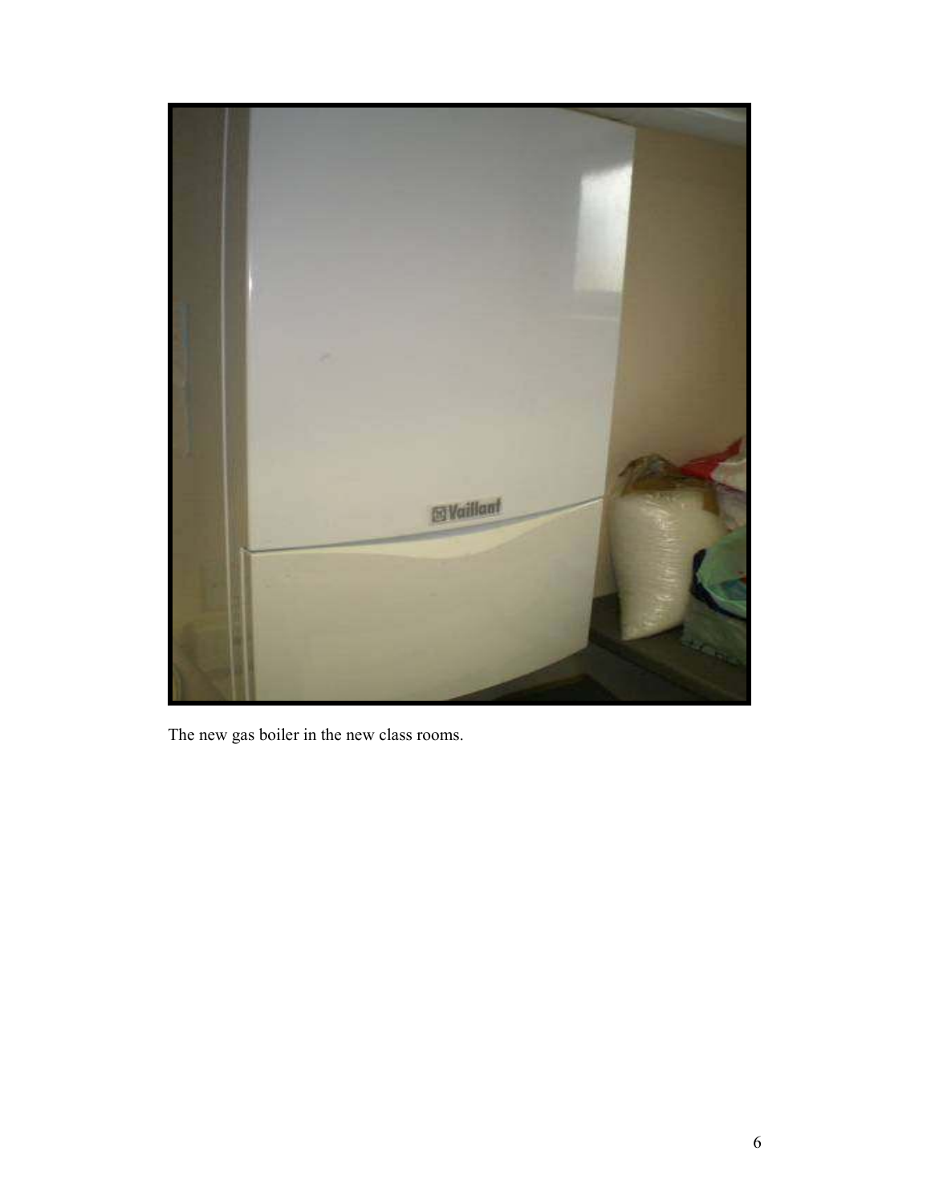The new gas boiler in the new class rooms.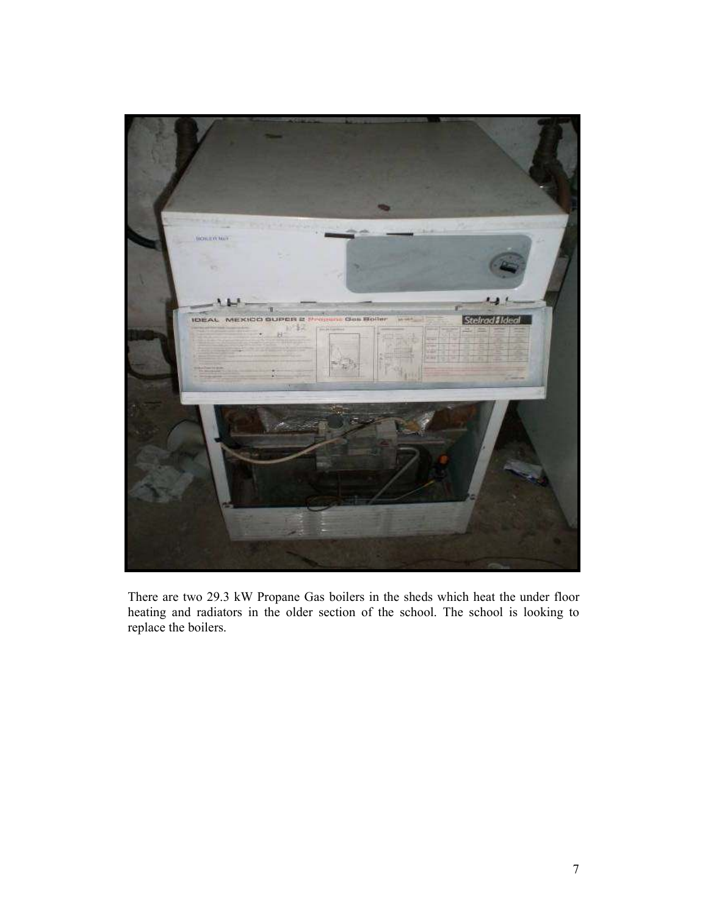There are two 29.3 kW Propane Gas boilers in the sheds which heat the under floor heating and radiators in the older section of the school. The school is looking to replace the boilers.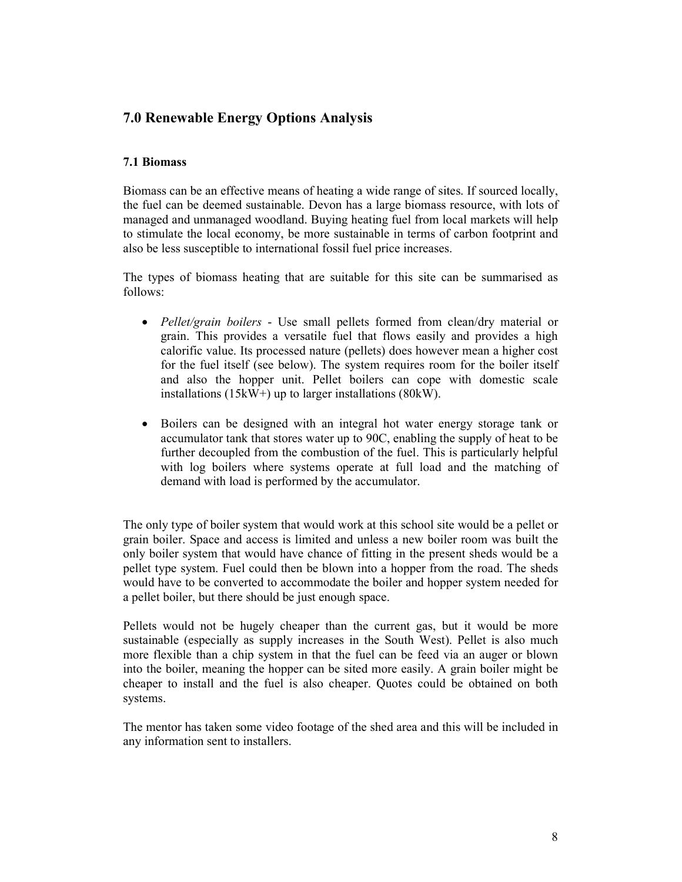## 7.0 Renewable Energy Options Analysis

### 7.1 Biomass

Biomass can be an effective means of heating a wide range of sites. If sourced locally, the fuel can be deemed sustainable. Devon has a large biomass resource, with lots of managed and unmanaged woodland. Buying heating fuel from local markets will help to stimulate the local economy, be more sustainable in terms of carbon footprint and also be less susceptible to international fossil fuel price increases.

The types of biomass heating that are suitable for this site can be summarised as follows:

- *Pellet/grain boilers* - Use small pellets formed from clean/dry material or grain. This provides a versatile fuel that flows easily and provides a high calorific value. Its processed nature (pellets) does however mean a higher cost for the fuel itself (see below). The system requires room for the boiler itself and also the hopper unit. Pellet boilers can cope with domestic scale installations (15kW+) up to larger installations (80kW).

- Boilers can be designed with an integral hot water energy storage tank or accumulator tank that stores water up to 90C, enabling the supply of heat to be further decoupled from the combustion of the fuel. This is particularly helpful with log boilers where systems operate at full load and the matching of demand with load is performed by the accumulator.

The only type of boiler system that would work at this school site would be a pellet or grain boiler. Space and access is limited and unless a new boiler room was built the only boiler system that would have chance of fitting in the present sheds would be a pellet type system. Fuel could then be blown into a hopper from the road. The sheds would have to be converted to accommodate the boiler and hopper system needed for a pellet boiler, but there should be just enough space.

Pellets would not be hugely cheaper than the current gas, but it would be more sustainable (especially as supply increases in the South West). Pellet is also much more flexible than a chip system in that the fuel can be feed via an auger or blown into the boiler, meaning the hopper can be sited more easily. A grain boiler might be cheaper to install and the fuel is also cheaper. Quotes could be obtained on both systems.

The mentor has taken some video footage of the shed area and this will be included in any information sent to installers.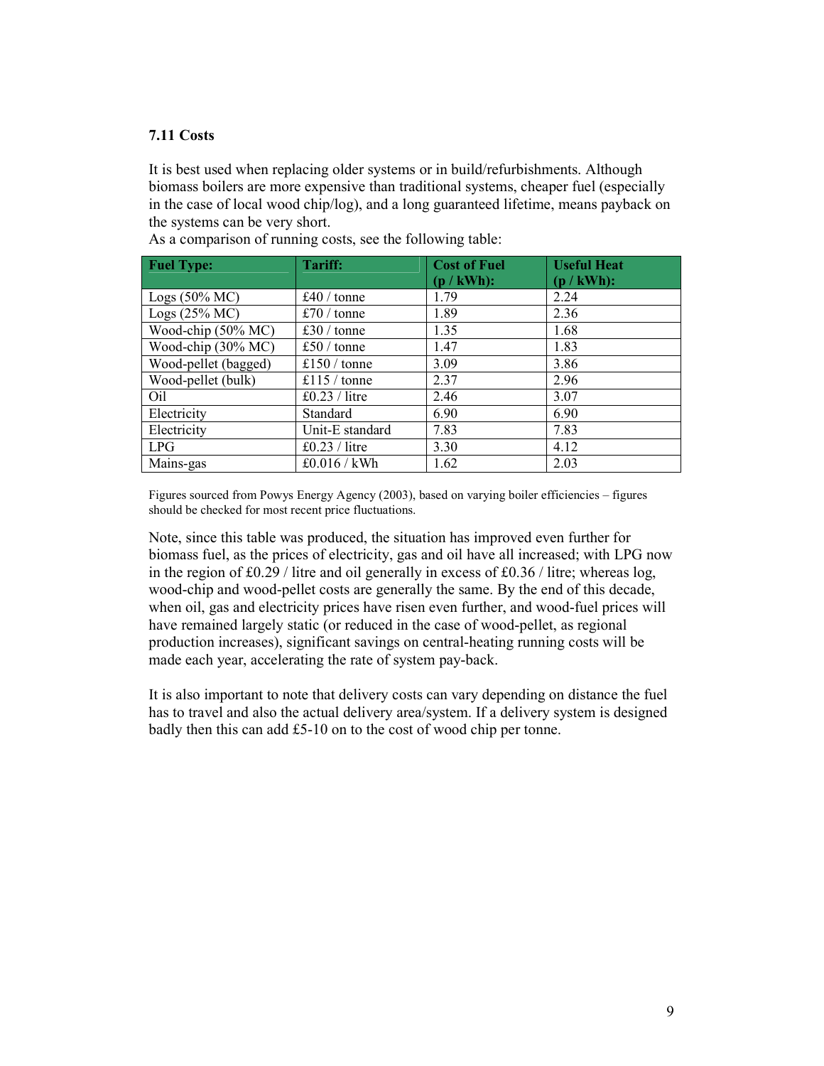### 7.11 Costs

It is best used when replacing older systems or in build/refurbishments. Although biomass boilers are more expensive than traditional systems, cheaper fuel (especially in the case of local wood chip/log), and a long guaranteed lifetime, means payback on the systems can be very short.
As a comparison of running costs, see the following table:

| Fuel Type: | Tariff: | Cost of Fuel (p / kWh): | Useful Heat (p / kWh): |
|---|---|---|---|
| Logs (50% MC) | £40 / tonne | 1.79 | 2.24 |
| Logs (25% MC) | £70 / tonne | 1.89 | 2.36 |
| Wood-chip (50% MC) | £30 / tonne | 1.35 | 1.68 |
| Wood-chip (30% MC) | £50 / tonne | 1.47 | 1.83 |
| Wood-pellet (bagged) | £150 / tonne | 3.09 | 3.86 |
| Wood-pellet (bulk) | £115 / tonne | 2.37 | 2.96 |
| Oil | £0.23 / litre | 2.46 | 3.07 |
| Electricity | Standard | 6.90 | 6.90 |
| Electricity | Unit-E standard | 7.83 | 7.83 |
| LPG | £0.23 / litre | 3.30 | 4.12 |
| Mains-gas | £0.016 / kWh | 1.62 | 2.03 |

Figures sourced from Powys Energy Agency (2003), based on varying boiler efficiencies – figures should be checked for most recent price fluctuations.

Note, since this table was produced, the situation has improved even further for biomass fuel, as the prices of electricity, gas and oil have all increased; with LPG now in the region of £0.29 / litre and oil generally in excess of £0.36 / litre; whereas log, wood-chip and wood-pellet costs are generally the same. By the end of this decade, when oil, gas and electricity prices have risen even further, and wood-fuel prices will have remained largely static (or reduced in the case of wood-pellet, as regional production increases), significant savings on central-heating running costs will be made each year, accelerating the rate of system pay-back.

It is also important to note that delivery costs can vary depending on distance the fuel has to travel and also the actual delivery area/system. If a delivery system is designed badly then this can add £5-10 on to the cost of wood chip per tonne.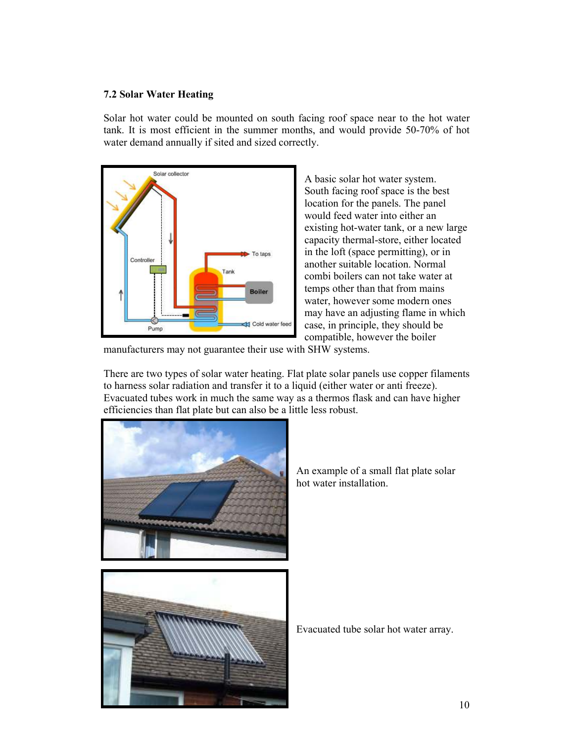## 7.2 Solar Water Heating

Solar hot water could be mounted on south facing roof space near to the hot water tank. It is most efficient in the summer months, and would provide 50-70% of hot water demand annually if sited and sized correctly.

A basic solar hot water system. South facing roof space is the best location for the panels. The panel would feed water into either an existing hot-water tank, or a new large capacity thermal-store, either located in the loft (space permitting), or in another suitable location. Normal combi boilers can not take water at temps other than that from mains water, however some modern ones may have an adjusting flame in which case, in principle, they should be compatible, however the boiler manufacturers may not guarantee their use with SHW systems.

There are two types of solar water heating. Flat plate solar panels use copper filaments to harness solar radiation and transfer it to a liquid (either water or anti freeze). Evacuated tubes work in much the same way as a thermos flask and can have higher efficiencies than flat plate but can also be a little less robust.

An example of a small flat plate solar hot water installation.

Evacuated tube solar hot water array.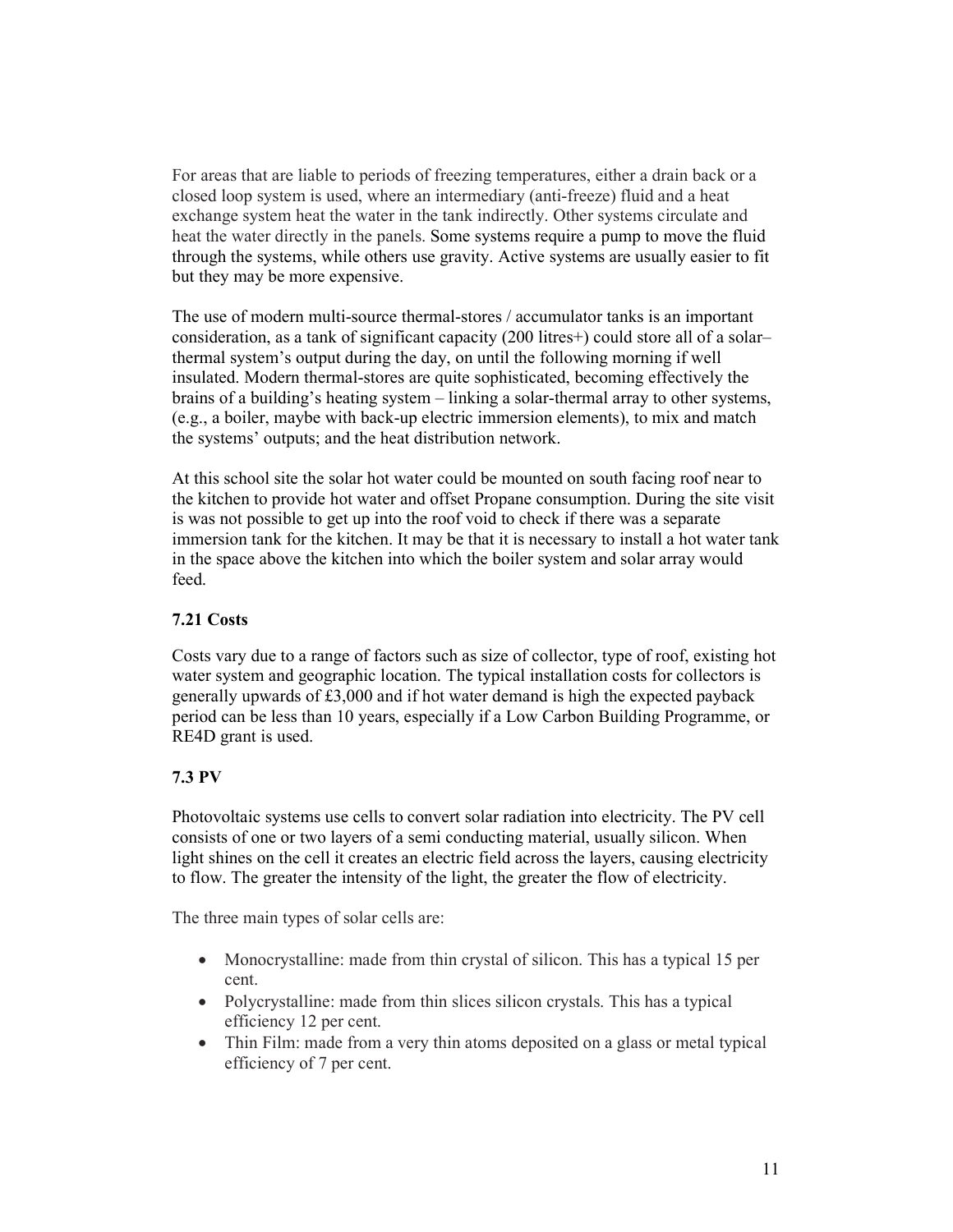For areas that are liable to periods of freezing temperatures, either a drain back or a closed loop system is used, where an intermediary (anti-freeze) fluid and a heat exchange system heat the water in the tank indirectly. Other systems circulate and heat the water directly in the panels. Some systems require a pump to move the fluid through the systems, while others use gravity. Active systems are usually easier to fit but they may be more expensive.

The use of modern multi-source thermal-stores / accumulator tanks is an important consideration, as a tank of significant capacity (200 litres+) could store all of a solar–thermal system's output during the day, on until the following morning if well insulated. Modern thermal-stores are quite sophisticated, becoming effectively the brains of a building's heating system – linking a solar-thermal array to other systems, (e.g., a boiler, maybe with back-up electric immersion elements), to mix and match the systems' outputs; and the heat distribution network.

At this school site the solar hot water could be mounted on south facing roof near to the kitchen to provide hot water and offset Propane consumption. During the site visit is was not possible to get up into the roof void to check if there was a separate immersion tank for the kitchen. It may be that it is necessary to install a hot water tank in the space above the kitchen into which the boiler system and solar array would feed.

### 7.21 Costs

Costs vary due to a range of factors such as size of collector, type of roof, existing hot water system and geographic location. The typical installation costs for collectors is generally upwards of £3,000 and if hot water demand is high the expected payback period can be less than 10 years, especially if a Low Carbon Building Programme, or RE4D grant is used.

### 7.3 PV

Photovoltaic systems use cells to convert solar radiation into electricity. The PV cell consists of one or two layers of a semi conducting material, usually silicon. When light shines on the cell it creates an electric field across the layers, causing electricity to flow. The greater the intensity of the light, the greater the flow of electricity.

The three main types of solar cells are:

- Monocrystalline: made from thin crystal of silicon. This has a typical 15 per cent.
- Polycrystalline: made from thin slices silicon crystals. This has a typical efficiency 12 per cent.
- Thin Film: made from a very thin atoms deposited on a glass or metal typical efficiency of 7 per cent.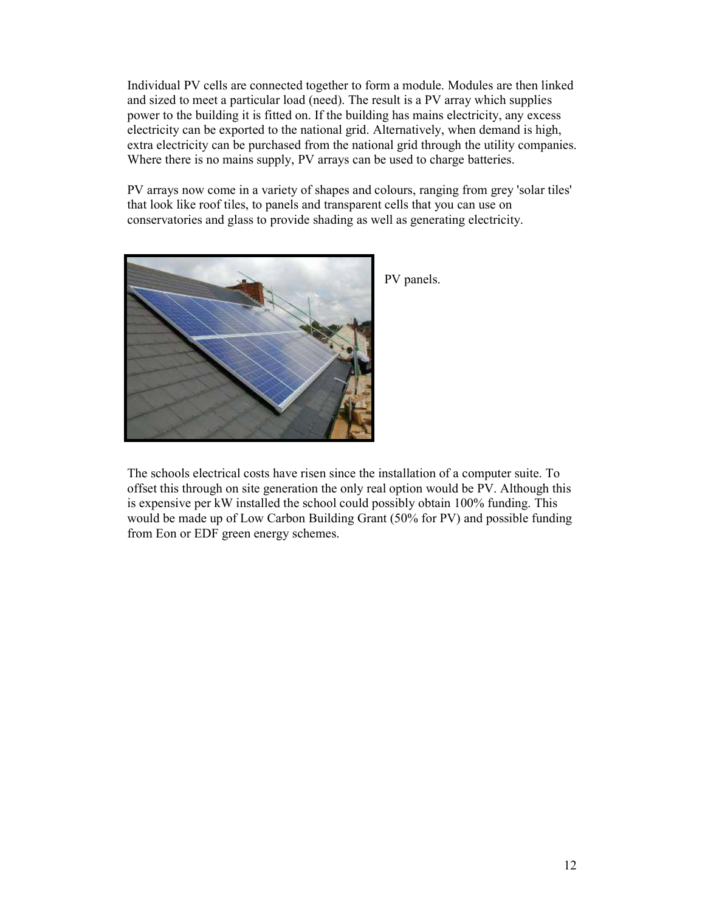Individual PV cells are connected together to form a module. Modules are then linked and sized to meet a particular load (need). The result is a PV array which supplies power to the building it is fitted on. If the building has mains electricity, any excess electricity can be exported to the national grid. Alternatively, when demand is high, extra electricity can be purchased from the national grid through the utility companies. Where there is no mains supply, PV arrays can be used to charge batteries.

PV arrays now come in a variety of shapes and colours, ranging from grey 'solar tiles' that look like roof tiles, to panels and transparent cells that you can use on conservatories and glass to provide shading as well as generating electricity.

PV panels.

The schools electrical costs have risen since the installation of a computer suite. To offset this through on site generation the only real option would be PV. Although this is expensive per kW installed the school could possibly obtain 100% funding. This would be made up of Low Carbon Building Grant (50% for PV) and possible funding from Eon or EDF green energy schemes.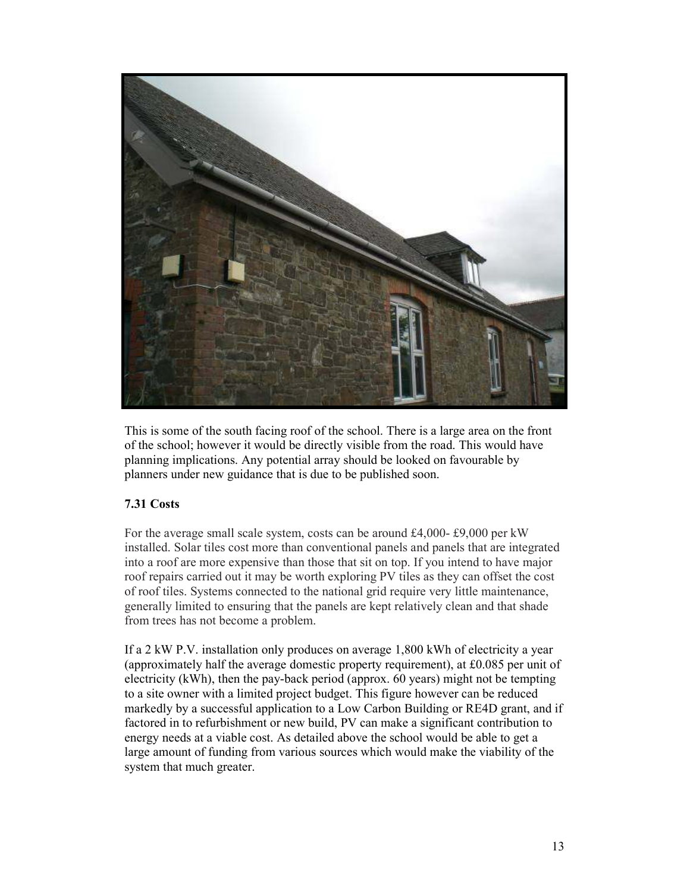This is some of the south facing roof of the school. There is a large area on the front of the school; however it would be directly visible from the road. This would have planning implications. Any potential array should be looked on favourable by planners under new guidance that is due to be published soon.

### 7.31 Costs

For the average small scale system, costs can be around £4,000- £9,000 per kW installed. Solar tiles cost more than conventional panels and panels that are integrated into a roof are more expensive than those that sit on top. If you intend to have major roof repairs carried out it may be worth exploring PV tiles as they can offset the cost of roof tiles. Systems connected to the national grid require very little maintenance, generally limited to ensuring that the panels are kept relatively clean and that shade from trees has not become a problem.

If a 2 kW P.V. installation only produces on average 1,800 kWh of electricity a year (approximately half the average domestic property requirement), at £0.085 per unit of electricity (kWh), then the pay-back period (approx. 60 years) might not be tempting to a site owner with a limited project budget. This figure however can be reduced markedly by a successful application to a Low Carbon Building or RE4D grant, and if factored in to refurbishment or new build, PV can make a significant contribution to energy needs at a viable cost. As detailed above the school would be able to get a large amount of funding from various sources which would make the viability of the system that much greater.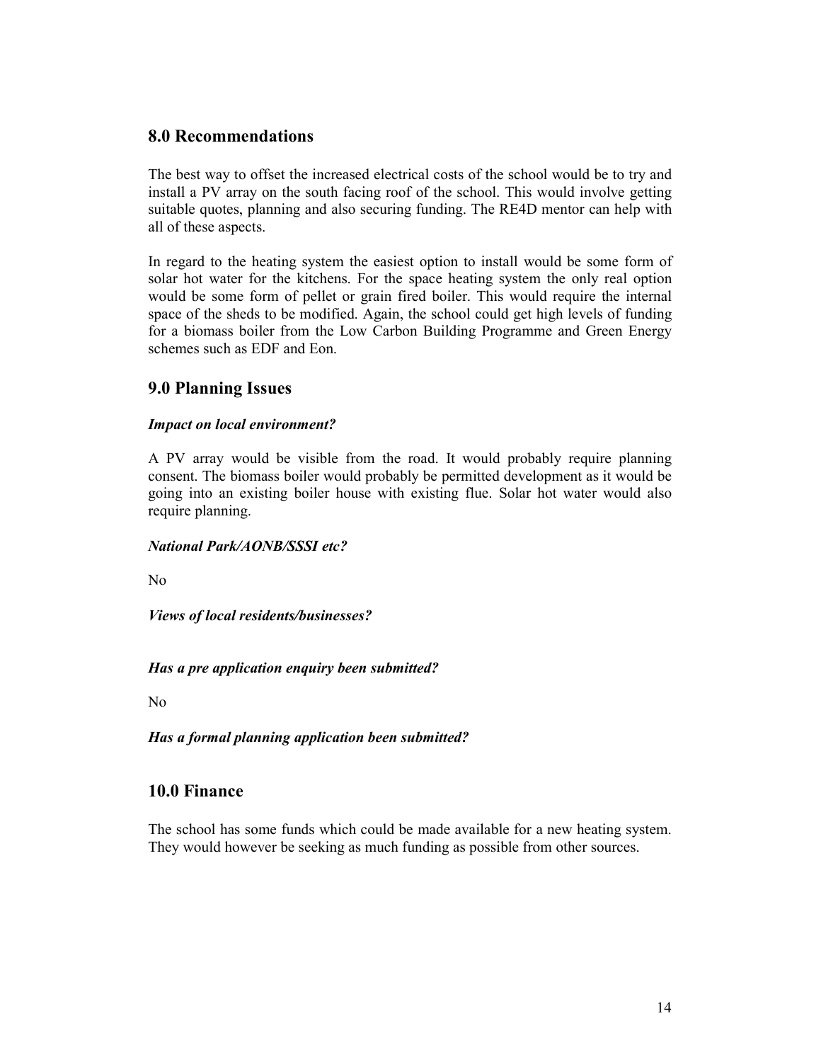## 8.0 Recommendations

The best way to offset the increased electrical costs of the school would be to try and install a PV array on the south facing roof of the school. This would involve getting suitable quotes, planning and also securing funding. The RE4D mentor can help with all of these aspects.

In regard to the heating system the easiest option to install would be some form of solar hot water for the kitchens. For the space heating system the only real option would be some form of pellet or grain fired boiler. This would require the internal space of the sheds to be modified. Again, the school could get high levels of funding for a biomass boiler from the Low Carbon Building Programme and Green Energy schemes such as EDF and Eon.

## 9.0 Planning Issues

***Impact on local environment?***

A PV array would be visible from the road. It would probably require planning consent. The biomass boiler would probably be permitted development as it would be going into an existing boiler house with existing flue. Solar hot water would also require planning.

***National Park/AONB/SSSI etc?***

No

***Views of local residents/businesses?***

***Has a pre application enquiry been submitted?***

No

***Has a formal planning application been submitted?***

## 10.0 Finance

The school has some funds which could be made available for a new heating system. They would however be seeking as much funding as possible from other sources.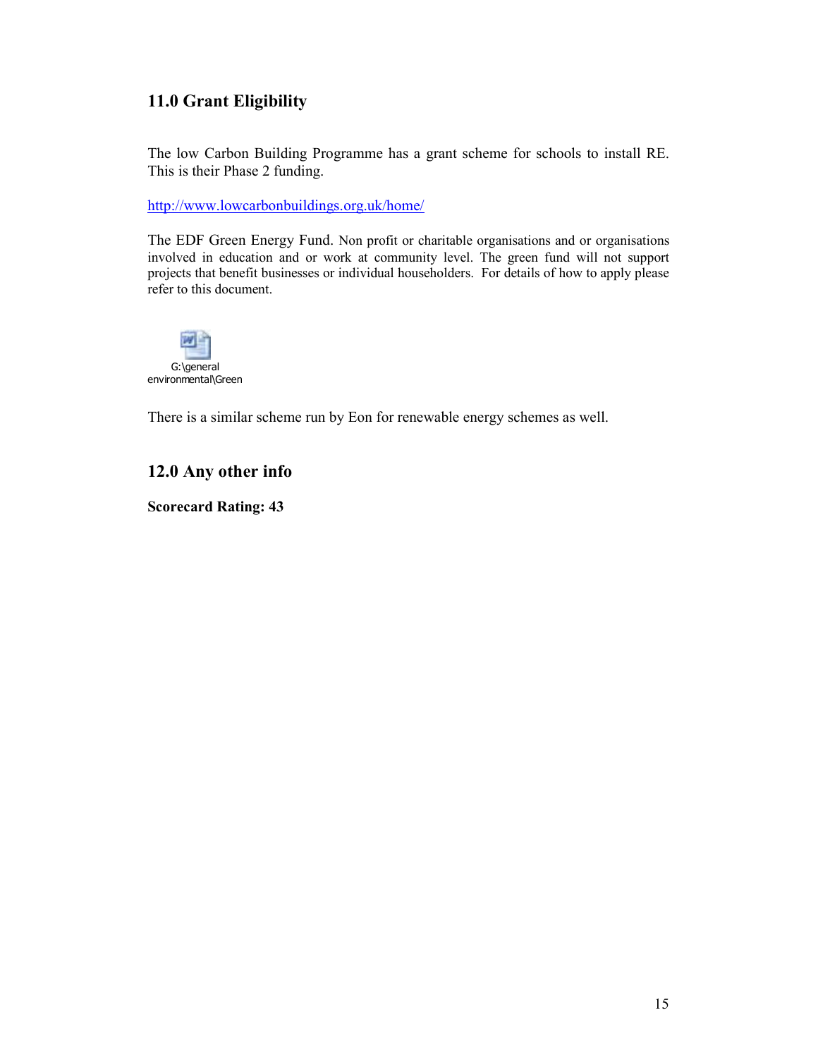## 11.0 Grant Eligibility

The low Carbon Building Programme has a grant scheme for schools to install RE. This is their Phase 2 funding.

http://www.lowcarbonbuildings.org.uk/home/

The EDF Green Energy Fund. Non profit or charitable organisations and or organisations involved in education and or work at community level. The green fund will not support projects that benefit businesses or individual householders. For details of how to apply please refer to this document.

G:\general environmental\Green

There is a similar scheme run by Eon for renewable energy schemes as well.

## 12.0 Any other info

**Scorecard Rating: 43**